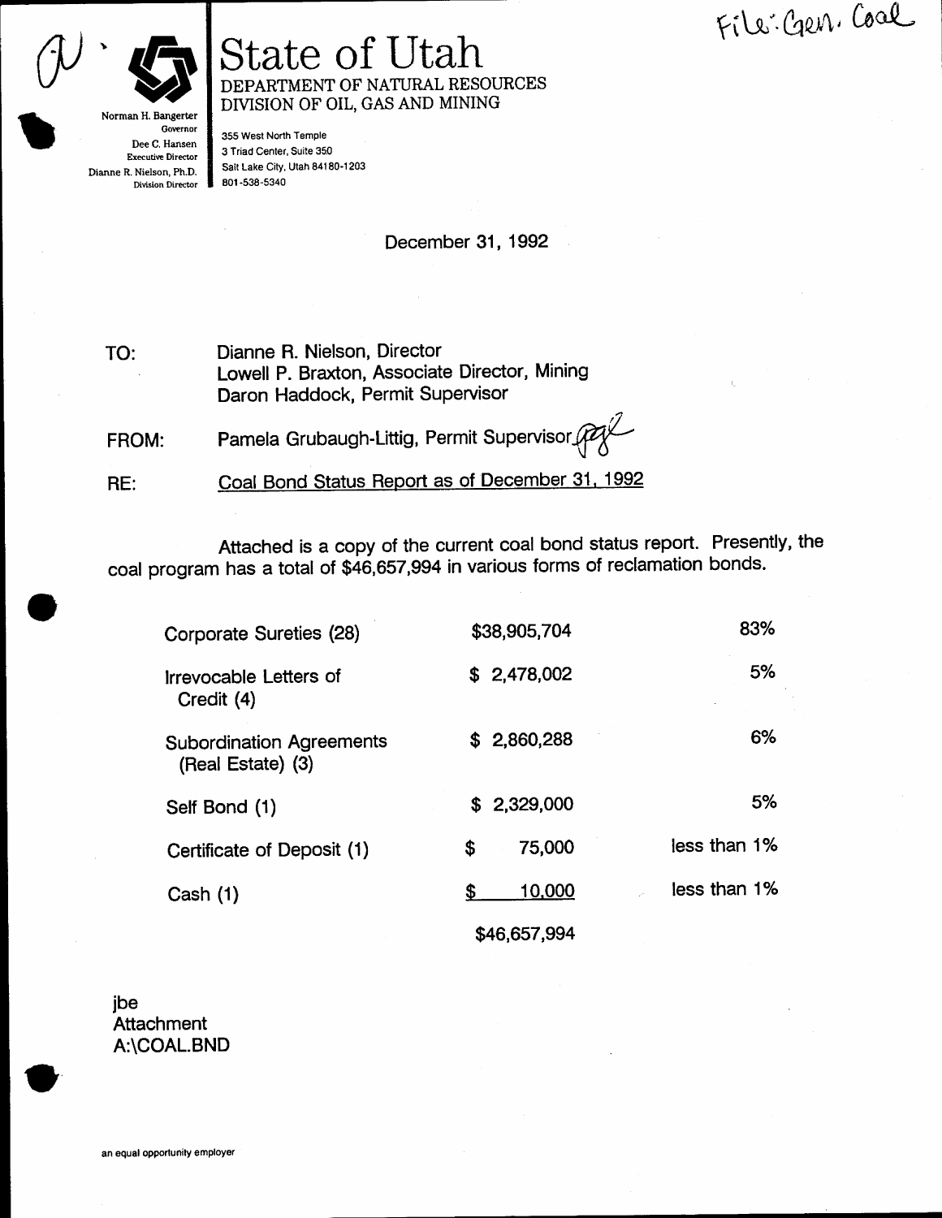File: Gen. Coal

# State of Utah

DEPARTMENT OF NATURAL RESOURCES
DIVISION OF OIL, GAS AND MINING

Norman H. Bangerter
Governor
Dee C. Hansen
Executive Director
Dianne R. Nielson, Ph.D.
Division Director

355 West North Temple
3 Triad Center, Suite 350
Salt Lake City, Utah 84180-1203
801-538-5340

December 31, 1992

TO: Dianne R. Nielson, Director
Lowell P. Braxton, Associate Director, Mining
Daron Haddock, Permit Supervisor

FROM: Pamela Grubaugh-Littig, Permit Supervisor

RE: Coal Bond Status Report as of December 31, 1992

Attached is a copy of the current coal bond status report. Presently, the coal program has a total of $46,657,994 in various forms of reclamation bonds.

| | | |
|---|---|---|
| Corporate Sureties (28) | $38,905,704 | 83% |
| Irrevocable Letters of Credit (4) | $ 2,478,002 | 5% |
| Subordination Agreements (Real Estate) (3) | $ 2,860,288 | 6% |
| Self Bond (1) | $ 2,329,000 | 5% |
| Certificate of Deposit (1) | $ 75,000 | less than 1% |
| Cash (1) | $ 10,000 | less than 1% |
| | $46,657,994 | |

jbe
Attachment
A:\COAL.BND

an equal opportunity employer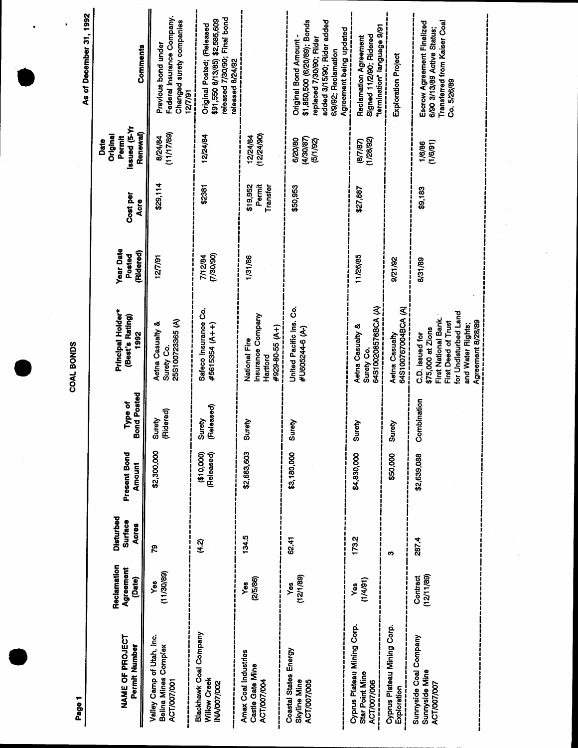# COAL BONDS

As of December 31, 1992

| NAME OF PROJECT Permit Number | Reclamation Agreement (Date) | Disturbed Surface Acres | Present Bond Amount | Type of Bond Posted | Principal Holder* (Best's Rating) 1992 | Year Date Posted (Ridered) | Cost per Acre | Date Original Permit Issued (5-Yr Renewal) | Comments |
|---|---|---|---|---|---|---|---|---|---|
| Valley Camp of Utah, Inc. Belina Mines Complex ACT/007/001 | Yes (11/30/89) | 79 | $2,300,000 | Surety (Ridered) | Aetna Casualty & Surety Co. 25S100723365 (A) | 12/7/91 | $29,114 | 8/24/84 (11/17/89) | Previous bond under Federal Insurance Company. Changed surety companies 12/7/91 |
| Blackhawk Coal Company Willow Creek INA/007/002 | | (4.2) | ($10,000) (Released) | Surety (Released) | Safeco Insurance Co. #5615354 (A++) | 7/12/84 (7/30/90) | $2381 | 12/24/84 | Original Posted; (Released $91,550 8/13/85) $2,585,609 released 7/30/90; Final bond released 8/24/92 |
| Amax Coal Industries Castle Gate Mine ACT/007/004 | Yes (2/5/86) | 134.5 | $2,683,603 | Surety | National Fire Insurance Company Hartford #929-80-55 (A+) | 1/31/86 | $19,952 Permit Transfer | 12/24/84 (12/24/90) | |
| Coastal States Energy Skyline Mine ACT/007/005 | Yes (12/1/89) | 62.41 | $3,180,000 | Surety | United Pacific Ins. Co. #U605244-6 (A-) | | $50,953 | 6/20/80 (4/30/87) (5/1/92) | Original Bond Amount - $1,850,500 (6/20/89); Bonds replaced 7/30/90; Rider added 3/15/90; Rider added 6/9/92; Reclamation Agreement being updated |
| Cyprus Plateau Mining Corp. Star Point Mine ACT/007/006 | Yes (1/4/91) | 173.2 | $4,830,000 | Surety | Aetna Casualty & Surety Co. 64S100208576BCA (A) | 11/26/85 | $27,887 | (8/7/87) (1/28/92) | Reclamation Agreement Signed 11/2/90; Ridered "termination" language 9/91 |
| Cyprus Plateau Mining Corp. Exploration | | 3 | $50,000 | Surety | Aetna Casualty 64S100767004BCA (A) | 9/21/92 | | | Exploration Project |
| Sunnyside Coal Company Sunnyside Mine ACT/007/007 | Contract (12/11/89) | 287.4 | $2,639,088 | Combination | C.D. issued for $75,000 at Zions First National Bank. First Deed of Trust for Undisturbed Land and Water Rights; Agreement 8/28/89 | 8/31/89 | $9,183 | 1/6/86 (1/6/91) | Escrow Agreement Finalized 6/90 3/13/89 Active Status; Transferred from Kaiser Coal Co. 5/26/89 |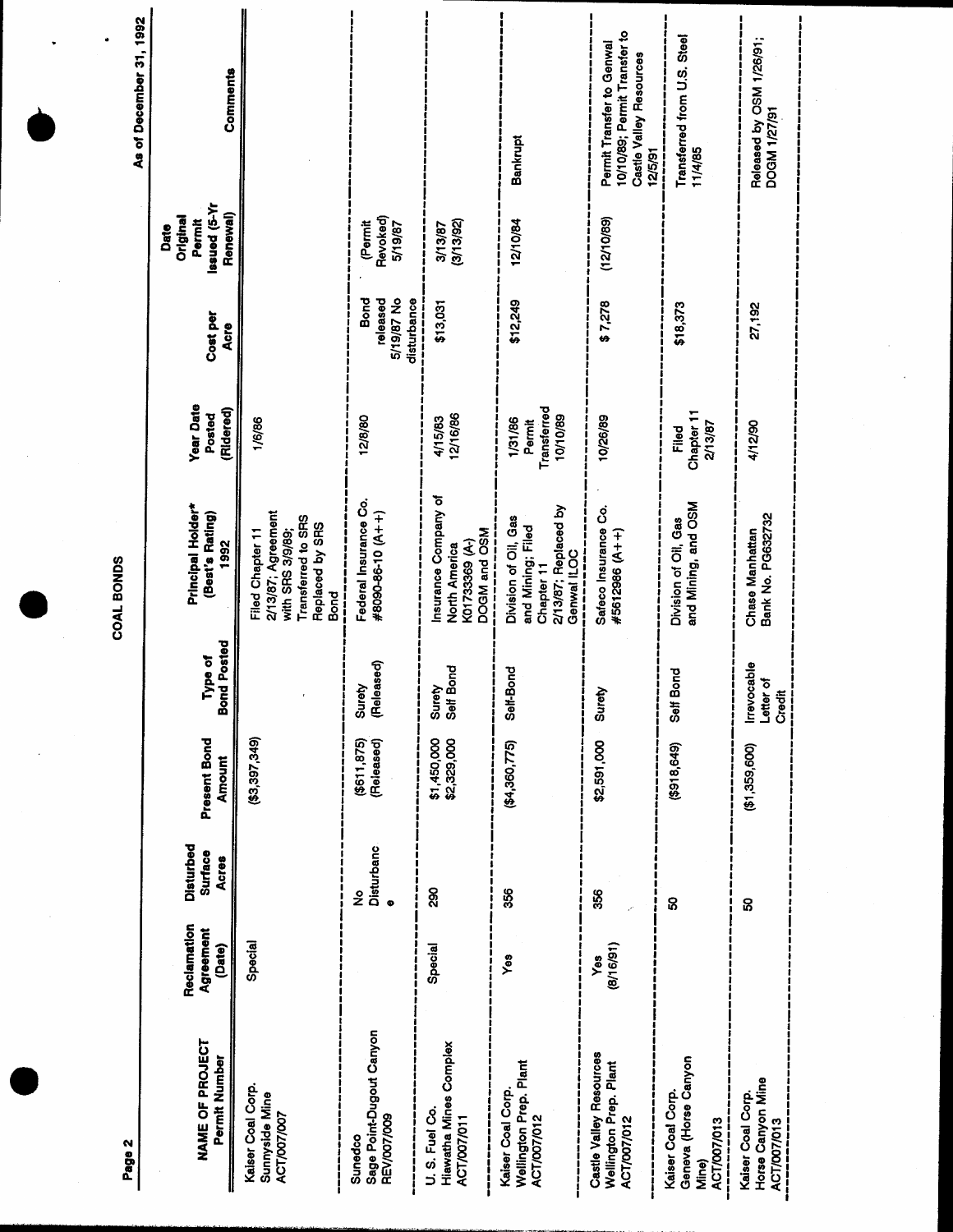# COAL BONDS

As of December 31, 1992

| NAME OF PROJECT Permit Number | Reclamation Agreement (Date) | Disturbed Surface Acres | Present Bond Amount | Type of Bond Posted | Principal Holder* (Best's Rating) 1992 | Year Date Posted (Ridered) | Cost per Acre | Date Original Permit Issued (5-Yr Renewal) | Comments |
|---|---|---|---|---|---|---|---|---|---|
| Kaiser Coal Corp. Sunnyside Mine ACT/007/007 | Special | | ($3,397,349) | | Filed Chapter 11 2/13/87; Agreement with SRS 3/9/89; Transferred to SRS Replaced by SRS Bond | 1/6/86 | | | |
| Sunedco Sage Point-Dugout Canyon REV/007/009 | | No Disturbance | ($611,875) (Released) | Surety (Released) | Federal Insurance Co. #8090-86-10 (A++) | 12/8/80 | Bond released 5/19/87 No disturbance | (Permit Revoked) 5/19/87 | |
| U. S. Fuel Co. Hiawatha Mines Complex ACT/007/011 | Special | 290 | $1,450,000 $2,329,000 | Surety Self Bond | Insurance Company of North America K01733369 (A-) DOGM and OSM | 4/15/83 12/16/86 | $13,031 | 3/13/87 (3/13/92) | |
| Kaiser Coal Corp. Wellington Prep. Plant ACT/007/012 | Yes | 356 | ($4,360,775) | Self-Bond | Division of Oil, Gas and Mining; Filed Chapter 11 2/13/87; Replaced by Genwal ILOC | 1/31/86 Permit Transferred 10/10/89 | $12,249 | 12/10/84 | Bankrupt |
| Castle Valley Resources Wellington Prep. Plant ACT/007/012 | Yes (8/16/91) | 356 | $2,591,000 | Surety | Safeco Insurance Co. #5612986 (A++) | 10/26/89 | $ 7,278 | (12/10/89) | Permit Transfer to Genwal 10/10/89; Permit Transfer to Castle Valley Resources 12/5/91 |
| Kaiser Coal Corp. Geneva (Horse Canyon Mine) ACT/007/013 | | 50 | ($918,649) | Self Bond | Division of Oil, Gas and Mining, and OSM | Filed Chapter 11 2/13/87 | $18,373 | | Transferred from U.S. Steel 11/4/85 |
| Kaiser Coal Corp. Horse Canyon Mine ACT/007/013 | | 50 | ($1,359,600) | Irrevocable Letter of Credit | Chase Manhattan Bank No. PG632732 | 4/12/90 | 27,192 | | Released by OSM 1/26/91; DOGM 1/27/91 |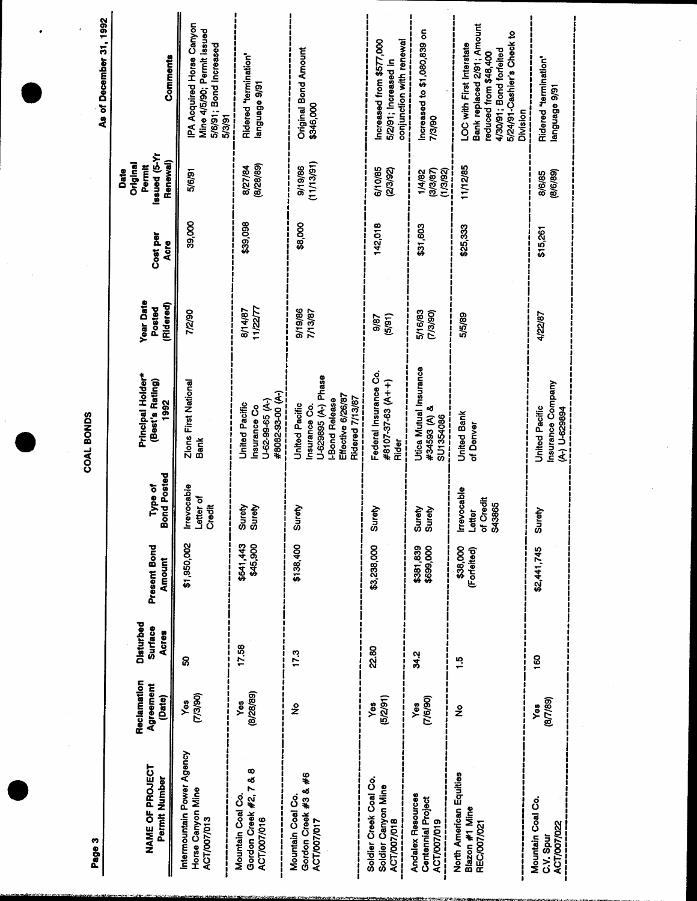# COAL BONDS

As of December 31, 1992

| NAME OF PROJECT Permit Number | Reclamation Agreement (Date) | Disturbed Surface Acres | Present Bond Amount | Type of Bond Posted | Principal Holder* (Best's Rating) 1992 | Year Date Posted (Ridered) | Cost per Acre | Date Original Permit Issued (5-Yr Renewal) | Comments |
|---|---|---|---|---|---|---|---|---|---|
| Intermountain Power Agency Horse Canyon Mine ACT/007/013 | Yes (7/3/90) | 50 | $1,950,002 | Irrevocable Letter of Credit | Zions First National Bank | 7/2/90 | 39,000 | 5/6/91 | IPA Acquired Horse Canyon Mine 4/5/90; Permit issued 5/6/91; Bond increased 5/3/91 |
| Mountain Coal Co. Gordon Creek #2, 7 & 8 ACT/007/016 | Yes (8/28/89) | 17.58 | $641,443<br>$45,900 | Surety<br>Surety | United Pacific Insurance Co U-62-99-65 (A-) #8082-93-00 (A-) | 8/14/87<br>11/22/77 | $39,098 | 8/27/84 (8/28/89) | Ridered "termination" language 9/91 |
| Mountain Coal Co. Gordon Creek #3 & #6 ACT/007/017 | No | 17.3 | $138,400 | Surety | United Pacific Insurance Co. U-629895 (A-) Phase I-Bond Release Effective 6/26/87 Ridered 7/13/87 | 9/19/86<br>7/13/87 | $8,000 | 9/19/86 (11/13/91) | Original Bond Amount $346,000 |
| Soldier Creek Coal Co. Soldier Canyon Mine ACT/007/018 | Yes (5/2/91) | 22.80 | $3,238,000 | Surety | Federal Insurance Co. #8107-37-63 (A++) Rider | 9/87 (5/91) | 142,018 | 6/10/85 (2/3/92) | Increased from $577,000 5/2/91; Increased in conjunction with renewal |
| Andalex Resources Centennial Project ACT/007/019 | Yes (7/6/90) | 34.2 | $381,839<br>$699,000 | Surety<br>Surety | Utica Mutual Insurance #34593 (A) & SU1354086 | 5/16/83 (7/3/90) | $31,603 | 1/4/82 (3/3/87) (1/3/92) | Increased to $1,080,839 on 7/3/90 |
| North American Equities Blazon #1 Mine REC/007/021 | No | 1.5 | $38,000 (Forfeited) | Irrevocable Letter of Credit S43865 | United Bank of Denver | 5/5/89 | $25,333 | 11/12/85 | LOC with First Interstate Bank replaced 2/91; Amount reduced from $48,400 4/30/91; Bond forfeited 5/24/91-Cashier's Check to Division |
| Mountain Coal Co. C.V. Spur ACT/007/022 | Yes (8/7/89) | 160 | $2,441,745 | Surety | United Pacific Insurance Company (A-) U-629894 | 4/22/87 | $15,261 | 8/6/85 (8/6/89) | Ridered "termination" language 9/91 |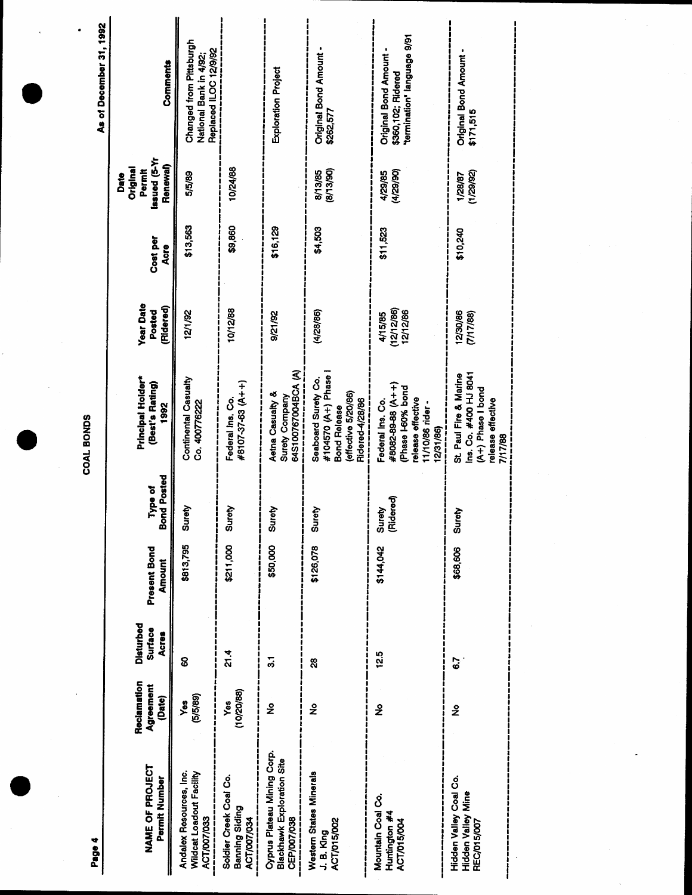# COAL BONDS

As of December 31, 1992

| NAME OF PROJECT Permit Number | Reclamation Agreement (Date) | Disturbed Surface Acres | Present Bond Amount | Type of Bond Posted | Principal Holder* (Best's Rating) 1992 | Year Date Posted (Ridered) | Cost per Acre | Date Original Permit Issued (5-Yr Renewal) | Comments |
|---|---|---|---|---|---|---|---|---|---|
| Andalex Resources, Inc. Wildcat Loadout Facility ACT/007/033 | Yes (5/5/89) | 60 | $813,795 | Surety | Continental Casualty Co. 400776222 | 12/1/92 | $13,563 | 5/5/89 | Changed from Pittsburgh National Bank in 4/92; Replaced ILOC 12/9/92 |
| Soldier Creek Coal Co. Banning Siding ACT/007/034 | Yes (10/20/88) | 21.4 | $211,000 | Surety | Federal Ins. Co. #8107-37-63 (A++) | 10/12/88 | $9,860 | 10/24/88 | |
| Cyprus Plateau Mining Corp. Blackhawk Exploration Site CEP/007/038 | No | 3.1 | $50,000 | Surety | Aetna Casualty & Surety Company 64S100767004BCA (A) | 9/21/92 | $16,129 | | Exploration Project |
| Western States Minerals J. B. King ACT/015/002 | No | 28 | $126,078 | Surety | Seaboard Surety Co. #104570 (A+) Phase I Bond Release (effective 5/20/86) Ridered-4/28/86 | (4/28/86) | $4,503 | 8/13/85 (8/13/90) | Original Bond Amount - $262,577 |
| Mountain Coal Co. Huntington #4 ACT/015/004 | No | 12.5 | $144,042 | Surety (Ridered) | Federal Ins. Co. #8082-89-88 (A++) (Phase I-60% bond release effective 11/10/86 rider - 12/31/86) | 4/15/85 (12/12/86) 12/12/86 | $11,523 | 4/29/85 (4/29/90) | Original Bond Amount - $360,102; Ridered "termination" language 9/91 |
| Hidden Valley Coal Co. Hidden Valley Mine REC/015/007 | No | 6.7 | $68,606 | Surety | St. Paul Fire & Marine Ins. Co. #400 HJ 8041 (A+) Phase I bond release effective 7/17/88 | 12/30/86 (7/17/88) | $10,240 | 1/28/87 (1/29/92) | Original Bond Amount - $171,515 |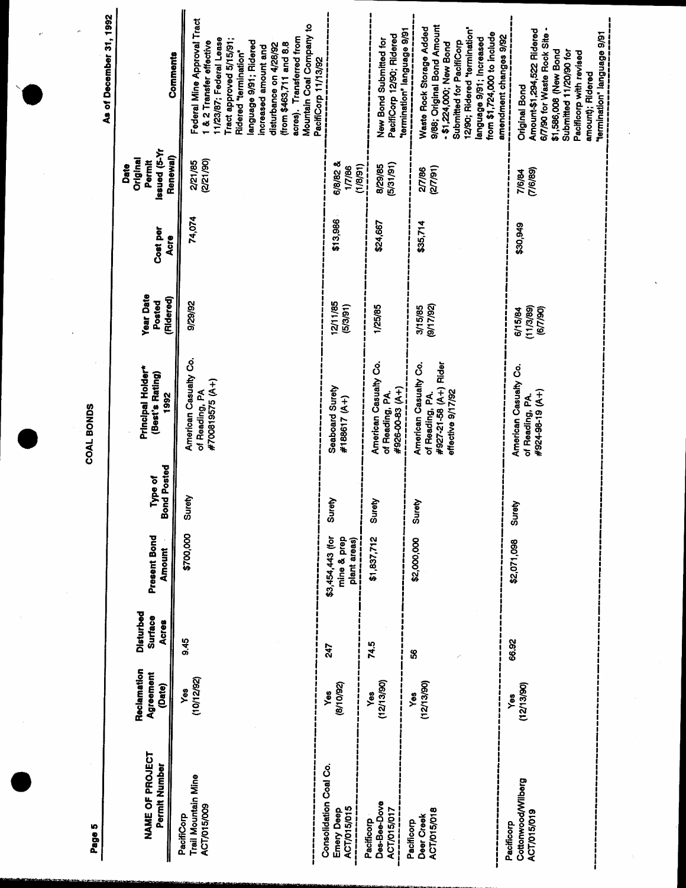# COAL BONDS

As of December 31, 1992

| NAME OF PROJECT Permit Number | Reclamation Agreement (Date) | Disturbed Surface Acres | Present Bond Amount | Type of Bond Posted | Principal Holder* (Best's Rating) 1992 | Year Date Posted (Ridered) | Cost per Acre | Date Original Permit Issued (5-Yr Renewal) | Comments |
|---|---|---|---|---|---|---|---|---|---|
| PacifiCorp Trail Mountain Mine ACT/015/009 | Yes (10/12/92) | 9.45 | $700,000 | Surety | American Casualty Co. of Reading, PA #700819575 (A+) | 9/29/92 | 74,074 | 2/21/85 (2/21/90) | Federal Mine Approval Tract 1 & 2 Transfer effective 11/23/87; Federal Lease Tract approved 5/15/91; Ridered "termination" language 9/91; Ridered increased amount and disturbance on 4/28/92 (from $463,711 and 8.8 acres). Transferred from Mountain Coal Company to PacifiCorp 11/13/92 |
| Consolidation Coal Co. Emery Deep ACT/015/015 | Yes (8/10/92) | 247 | $3,454,443 (for mine & prep plant areas) | Surety | Seaboard Surety #188617 (A+) | 12/11/85 (5/3/91) | $13,986 | 6/8/82 & 1/7/86 (1/8/91) | |
| Pacificorp Des-Bee-Dove ACT/015/017 | Yes (12/13/90) | 74.5 | $1,837,712 | Surety | American Casualty Co. of Reading, PA. #926-00-83 (A+) | 1/25/85 | $24,667 | 8/29/85 (5/31/91) | New Bond Submitted for PacifiCorp 12/90; Ridered "termination" language 9/91 |
| Pacificorp Deer Creek ACT/015/018 | Yes (12/13/90) | 56 | $2,000,000 | Surety | American Casualty Co. of Reading, PA. #927-21-58 (A+) Rider effective 9/17/92 | 3/15/85 (9/17/92) | $35,714 | 2/7/86 (2/7/91) | Waste Rock Storage Added 9/88; Original Bond Amount - $1,224,000; New Bond Submitted for PacifiCorp 12/90; Ridered "termination" language 9/91; Increased from $1,724,000 to include amendment changes 9/92 |
| Pacificorp Cottonwood/Wilberg ACT/015/019 | Yes (12/13/90) | 66.92 | $2,071,098 | Surety | American Casualty Co. of Reading, PA. #924-98-19 (A+) | 6/15/84 (11/3/89) (6/7/90) | $30,949 | 7/6/84 (7/6/89) | Original Bond Amount-$1,294,522 Ridered 6/7/90 for Waste Rock Site - $1,586,008 (New Bond Submitted 11/20/90 for Pacificorp with revised amount); Ridered "termination" language 9/91 |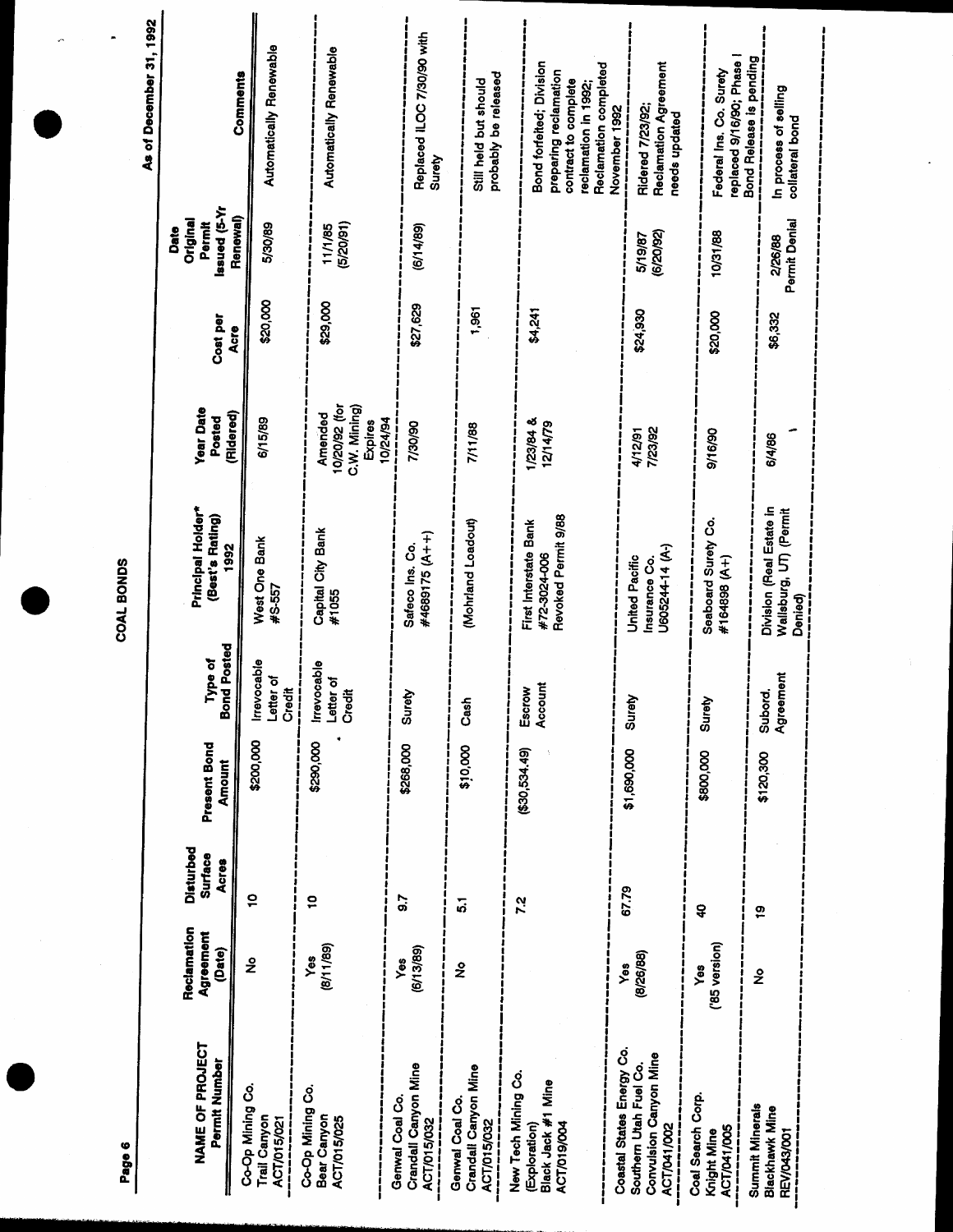# COAL BONDS

As of December 31, 1992

| NAME OF PROJECT Permit Number | Reclamation Agreement (Date) | Disturbed Surface Acres | Present Bond Amount | Type of Bond Posted | Principal Holder* (Best's Rating) 1992 | Year Date Posted (Ridered) | Cost per Acre | Date Original Permit Issued (5-Yr Renewal) | Comments |
|---|---|---|---|---|---|---|---|---|---|
| Co-Op Mining Co. Trail Canyon ACT/015/021 | No | 10 | $200,000 | Irrevocable Letter of Credit | West One Bank #S-557 | 6/15/89 | $20,000 | 5/30/89 | Automatically Renewable |
| Co-Op Mining Co. Bear Canyon ACT/015/025 | Yes (8/11/89) | 10 | $290,000 | Irrevocable Letter of Credit | Capital City Bank #1055 | Amended 10/20/92 (for C.W. Mining) Expires 10/24/94 | $29,000 | 11/1/85 (5/20/91) | Automatically Renewable |
| Genwal Coal Co. Crandall Canyon Mine ACT/015/032 | Yes (6/13/89) | 9.7 | $268,000 | Surety | Safeco Ins. Co. #4689175 (A++) | 7/30/90 | $27,629 | (6/14/89) | Replaced ILOC 7/30/90 with Surety |
| Genwal Coal Co. Crandall Canyon Mine ACT/015/032 | No | 5.1 | $10,000 | Cash | (Mohrland Loadout) | 7/11/88 | 1,961 | | Still held but should probably be released |
| New Tech Mining Co. (Exploration) Black Jack #1 Mine ACT/019/004 | | 7.2 | ($30,534.49) | Escrow Account | First Interstate Bank #72-3024-006 Revoked Permit 9/88 | 1/23/84 & 12/14/79 | $4,241 | | Bond forfeited; Division preparing reclamation contract to complete reclamation in 1992; Reclamation completed November 1992 |
| Coastal States Energy Co. Southern Utah Fuel Co. Convulsion Canyon Mine ACT/041/002 | Yes (8/26/88) | 67.79 | $1,690,000 | Surety | United Pacific Insurance Co. U605244-14 (A-) | 4/12/91 7/23/92 | $24,930 | 5/19/87 (6/20/92) | Ridered 7/23/92; Reclamation Agreement needs updated |
| Coal Search Corp. Knight Mine ACT/041/005 | Yes ('85 version) | 40 | $800,000 | Surety | Seaboard Surety Co. #164898 (A+) | 9/16/90 | $20,000 | 10/31/88 | Federal Ins. Co. Surety replaced 9/16/90; Phase I Bond Release is pending |
| Summit Minerals Blackhawk Mine REV/043/001 | No | 19 | $120,300 | Subord. Agreement | Division (Real Estate in Wallsburg, UT) (Permit Denied) | 6/4/86 | $6,332 | 2/26/88 Permit Denial | In process of selling collateral bond |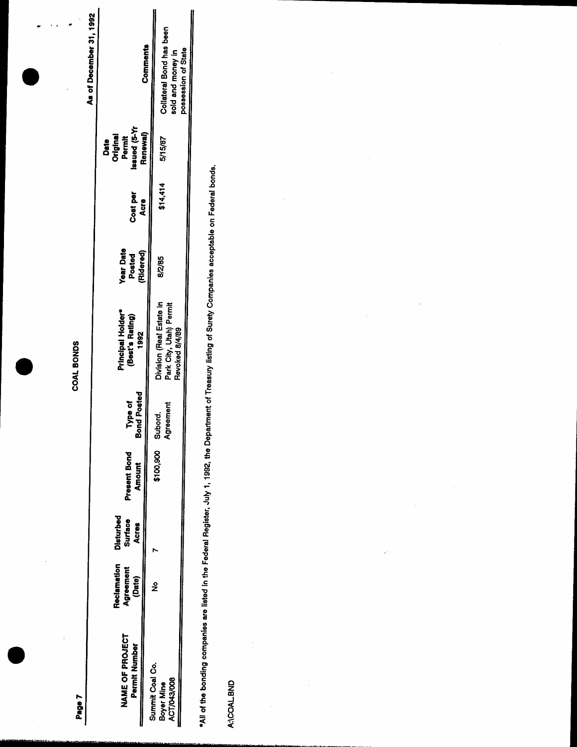# COAL BONDS

As of December 31, 1992

| NAME OF PROJECT Permit Number | Reclamation Agreement (Date) | Disturbed Surface Acres | Present Bond Amount | Type of Bond Posted | Principal Holder* (Best's Rating) 1992 | Year Date Posted (Ridered) | Cost per Acre | Date Original Permit Issued (5-Yr Renewal) | Comments |
|---|---|---|---|---|---|---|---|---|---|
| Summit Coal Co. Boyer Mine ACT/043/008 | No | 7 | $100,900 | Subord. Agreement | Division (Real Estate in Park City, Utah) Permit Revoked 8/4/89 | 8/2/85 | $14,414 | 5/15/87 | Collateral Bond has been sold and money in possession of State |

*All of the bonding companies are listed in the Federal Register, July 1, 1992, the Department of Treasury listing of Surety Companies acceptable on Federal bonds.

A:\COAL.BND